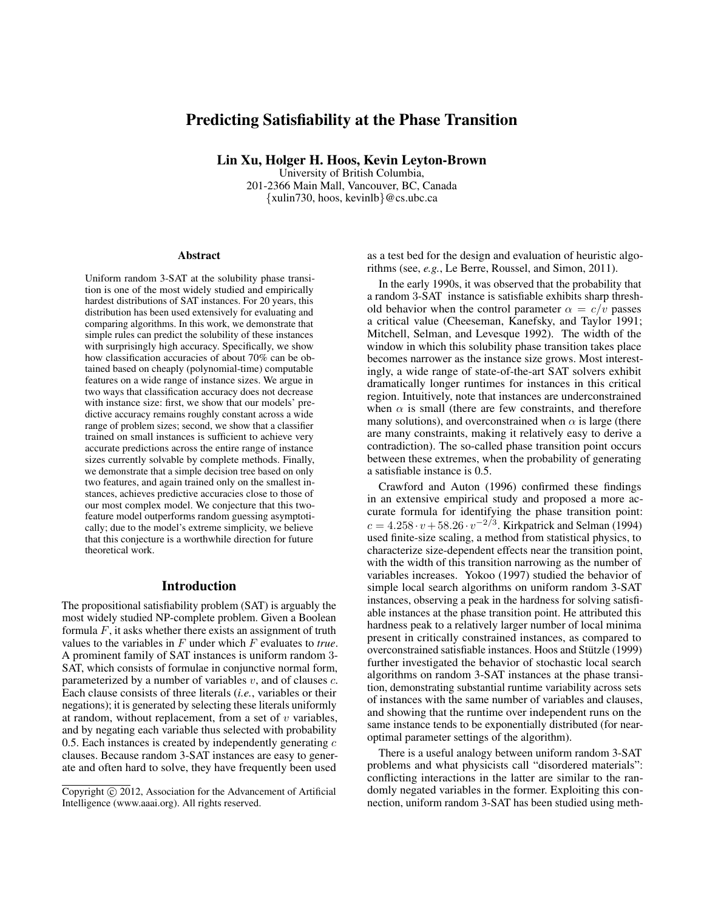# Predicting Satisfiability at the Phase Transition

**Lin Xu, Holger H. Hoos, Kevin Leyton-Brown**

University of British Columbia,
201-2366 Main Mall, Vancouver, BC, Canada
{xulin730, hoos, kevinlb}@cs.ubc.ca

## Abstract

Uniform random 3-SAT at the solubility phase transition is one of the most widely studied and empirically hardest distributions of SAT instances. For 20 years, this distribution has been used extensively for evaluating and comparing algorithms. In this work, we demonstrate that simple rules can predict the solubility of these instances with surprisingly high accuracy. Specifically, we show how classification accuracies of about 70% can be obtained based on cheaply (polynomial-time) computable features on a wide range of instance sizes. We argue in two ways that classification accuracy does not decrease with instance size: first, we show that our models' predictive accuracy remains roughly constant across a wide range of problem sizes; second, we show that a classifier trained on small instances is sufficient to achieve very accurate predictions across the entire range of instance sizes currently solvable by complete methods. Finally, we demonstrate that a simple decision tree based on only two features, and again trained only on the smallest instances, achieves predictive accuracies close to those of our most complex model. We conjecture that this two-feature model outperforms random guessing asymptotically; due to the model's extreme simplicity, we believe that this conjecture is a worthwhile direction for future theoretical work.

## Introduction

The propositional satisfiability problem (SAT) is arguably the most widely studied NP-complete problem. Given a Boolean formula $F$, it asks whether there exists an assignment of truth values to the variables in $F$ under which $F$ evaluates to *true*. A prominent family of SAT instances is uniform random 3-SAT, which consists of formulae in conjunctive normal form, parameterized by a number of variables $v$, and of clauses $c$. Each clause consists of three literals (*i.e.*, variables or their negations); it is generated by selecting these literals uniformly at random, without replacement, from a set of $v$ variables, and by negating each variable thus selected with probability 0.5. Each instances is created by independently generating $c$ clauses. Because random 3-SAT instances are easy to generate and often hard to solve, they have frequently been used as a test bed for the design and evaluation of heuristic algorithms (see, *e.g.*, Le Berre, Roussel, and Simon, 2011).

In the early 1990s, it was observed that the probability that a random 3-SAT instance is satisfiable exhibits sharp threshold behavior when the control parameter $\alpha = c/v$ passes a critical value (Cheeseman, Kanefsky, and Taylor 1991; Mitchell, Selman, and Levesque 1992). The width of the window in which this solubility phase transition takes place becomes narrower as the instance size grows. Most interestingly, a wide range of state-of-the-art SAT solvers exhibit dramatically longer runtimes for instances in this critical region. Intuitively, note that instances are underconstrained when $\alpha$ is small (there are few constraints, and therefore many solutions), and overconstrained when $\alpha$ is large (there are many constraints, making it relatively easy to derive a contradiction). The so-called phase transition point occurs between these extremes, when the probability of generating a satisfiable instance is 0.5.

Crawford and Auton (1996) confirmed these findings in an extensive empirical study and proposed a more accurate formula for identifying the phase transition point: $c = 4.258 \cdot v + 58.26 \cdot v^{-2/3}$. Kirkpatrick and Selman (1994) used finite-size scaling, a method from statistical physics, to characterize size-dependent effects near the transition point, with the width of this transition narrowing as the number of variables increases. Yokoo (1997) studied the behavior of simple local search algorithms on uniform random 3-SAT instances, observing a peak in the hardness for solving satisfiable instances at the phase transition point. He attributed this hardness peak to a relatively larger number of local minima present in critically constrained instances, as compared to overconstrained satisfiable instances. Hoos and Stützle (1999) further investigated the behavior of stochastic local search algorithms on random 3-SAT instances at the phase transition, demonstrating substantial runtime variability across sets of instances with the same number of variables and clauses, and showing that the runtime over independent runs on the same instance tends to be exponentially distributed (for near-optimal parameter settings of the algorithm).

There is a useful analogy between uniform random 3-SAT problems and what physicists call "disordered materials": conflicting interactions in the latter are similar to the randomly negated variables in the former. Exploiting this connection, uniform random 3-SAT has been studied using meth-

Copyright © 2012, Association for the Advancement of Artificial Intelligence (www.aaai.org). All rights reserved.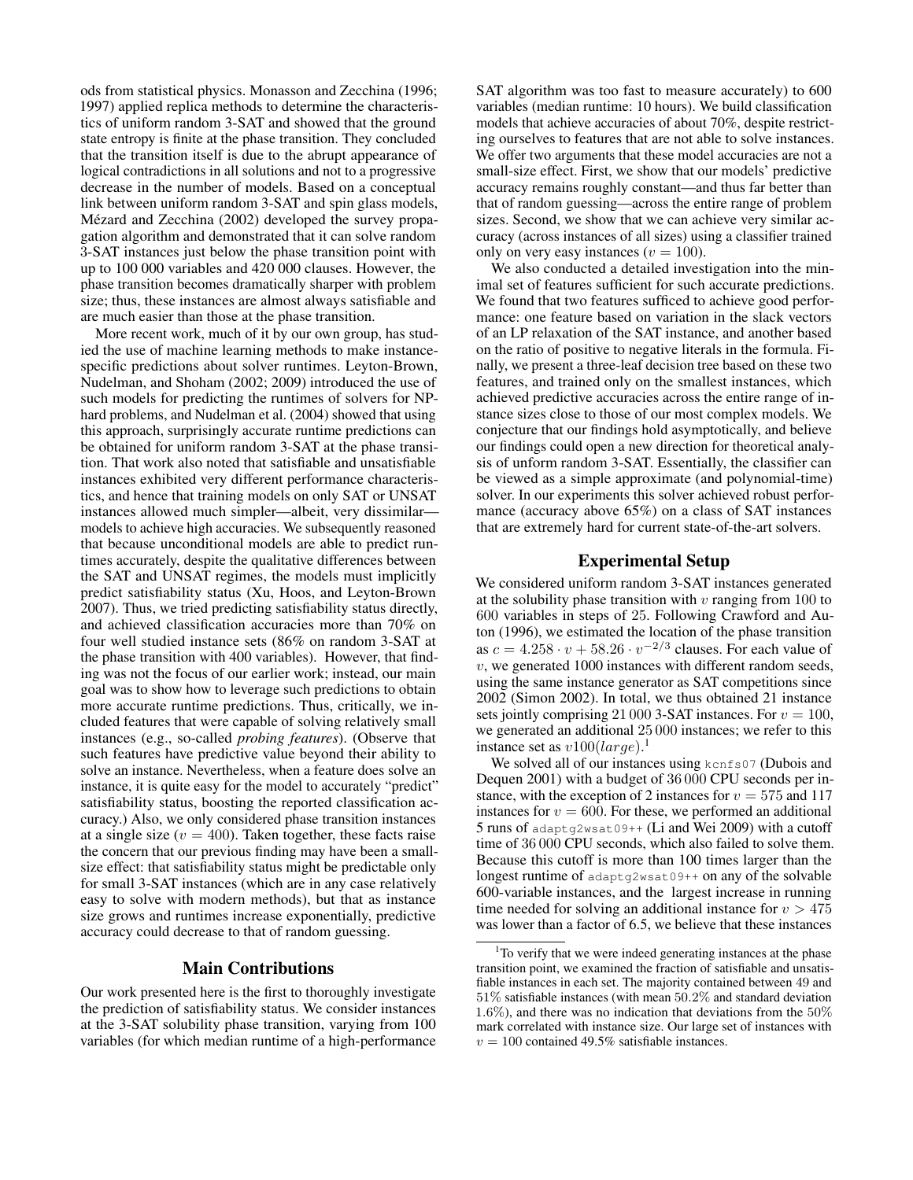ods from statistical physics. Monasson and Zecchina (1996; 1997) applied replica methods to determine the characteristics of uniform random 3-SAT and showed that the ground state entropy is finite at the phase transition. They concluded that the transition itself is due to the abrupt appearance of logical contradictions in all solutions and not to a progressive decrease in the number of models. Based on a conceptual link between uniform random 3-SAT and spin glass models, Mézard and Zecchina (2002) developed the survey propagation algorithm and demonstrated that it can solve random 3-SAT instances just below the phase transition point with up to 100 000 variables and 420 000 clauses. However, the phase transition becomes dramatically sharper with problem size; thus, these instances are almost always satisfiable and are much easier than those at the phase transition.

More recent work, much of it by our own group, has studied the use of machine learning methods to make instance-specific predictions about solver runtimes. Leyton-Brown, Nudelman, and Shoham (2002; 2009) introduced the use of such models for predicting the runtimes of solvers for NP-hard problems, and Nudelman et al. (2004) showed that using this approach, surprisingly accurate runtime predictions can be obtained for uniform random 3-SAT at the phase transition. That work also noted that satisfiable and unsatisfiable instances exhibited very different performance characteristics, and hence that training models on only SAT or UNSAT instances allowed much simpler—albeit, very dissimilar—models to achieve high accuracies. We subsequently reasoned that because unconditional models are able to predict runtimes accurately, despite the qualitative differences between the SAT and UNSAT regimes, the models must implicitly predict satisfiability status (Xu, Hoos, and Leyton-Brown 2007). Thus, we tried predicting satisfiability status directly, and achieved classification accuracies more than 70% on four well studied instance sets (86% on random 3-SAT at the phase transition with 400 variables). However, that finding was not the focus of our earlier work; instead, our main goal was to show how to leverage such predictions to obtain more accurate runtime predictions. Thus, critically, we included features that were capable of solving relatively small instances (e.g., so-called *probing features*). (Observe that such features have predictive value beyond their ability to solve an instance. Nevertheless, when a feature does solve an instance, it is quite easy for the model to accurately "predict" satisfiability status, boosting the reported classification accuracy.) Also, we only considered phase transition instances at a single size ($v = 400$). Taken together, these facts raise the concern that our previous finding may have been a small-size effect: that satisfiability status might be predictable only for small 3-SAT instances (which are in any case relatively easy to solve with modern methods), but that as instance size grows and runtimes increase exponentially, predictive accuracy could decrease to that of random guessing.

## Main Contributions

Our work presented here is the first to thoroughly investigate the prediction of satisfiability status. We consider instances at the 3-SAT solubility phase transition, varying from 100 variables (for which median runtime of a high-performance SAT algorithm was too fast to measure accurately) to 600 variables (median runtime: 10 hours). We build classification models that achieve accuracies of about 70%, despite restricting ourselves to features that are not able to solve instances. We offer two arguments that these model accuracies are not a small-size effect. First, we show that our models' predictive accuracy remains roughly constant—and thus far better than that of random guessing—across the entire range of problem sizes. Second, we show that we can achieve very similar accuracy (across instances of all sizes) using a classifier trained only on very easy instances ($v = 100$).

We also conducted a detailed investigation into the minimal set of features sufficient for such accurate predictions. We found that two features sufficed to achieve good performance: one feature based on variation in the slack vectors of an LP relaxation of the SAT instance, and another based on the ratio of positive to negative literals in the formula. Finally, we present a three-leaf decision tree based on these two features, and trained only on the smallest instances, which achieved predictive accuracies across the entire range of instance sizes close to those of our most complex models. We conjecture that our findings hold asymptotically, and believe our findings could open a new direction for theoretical analysis of unform random 3-SAT. Essentially, the classifier can be viewed as a simple approximate (and polynomial-time) solver. In our experiments this solver achieved robust performance (accuracy above 65%) on a class of SAT instances that are extremely hard for current state-of-the-art solvers.

## Experimental Setup

We considered uniform random 3-SAT instances generated at the solubility phase transition with $v$ ranging from 100 to 600 variables in steps of 25. Following Crawford and Auton (1996), we estimated the location of the phase transition as $c = 4.258 \cdot v + 58.26 \cdot v^{-2/3}$ clauses. For each value of $v$, we generated 1000 instances with different random seeds, using the same instance generator as SAT competitions since 2002 (Simon 2002). In total, we thus obtained 21 instance sets jointly comprising 21 000 3-SAT instances. For $v = 100$, we generated an additional 25 000 instances; we refer to this instance set as $v100(large)$.[1]

We solved all of our instances using kcnfs07 (Dubois and Dequen 2001) with a budget of 36 000 CPU seconds per instance, with the exception of 2 instances for $v = 575$ and 117 instances for $v = 600$. For these, we performed an additional 5 runs of adaptg2wsat09++ (Li and Wei 2009) with a cutoff time of 36 000 CPU seconds, which also failed to solve them. Because this cutoff is more than 100 times larger than the longest runtime of adaptg2wsat09++ on any of the solvable 600-variable instances, and the largest increase in running time needed for solving an additional instance for $v > 475$ was lower than a factor of 6.5, we believe that these instances

[1]To verify that we were indeed generating instances at the phase transition point, we examined the fraction of satisfiable and unsatisfiable instances in each set. The majority contained between 49 and 51% satisfiable instances (with mean 50.2% and standard deviation 1.6%), and there was no indication that deviations from the 50% mark correlated with instance size. Our large set of instances with $v = 100$ contained 49.5% satisfiable instances.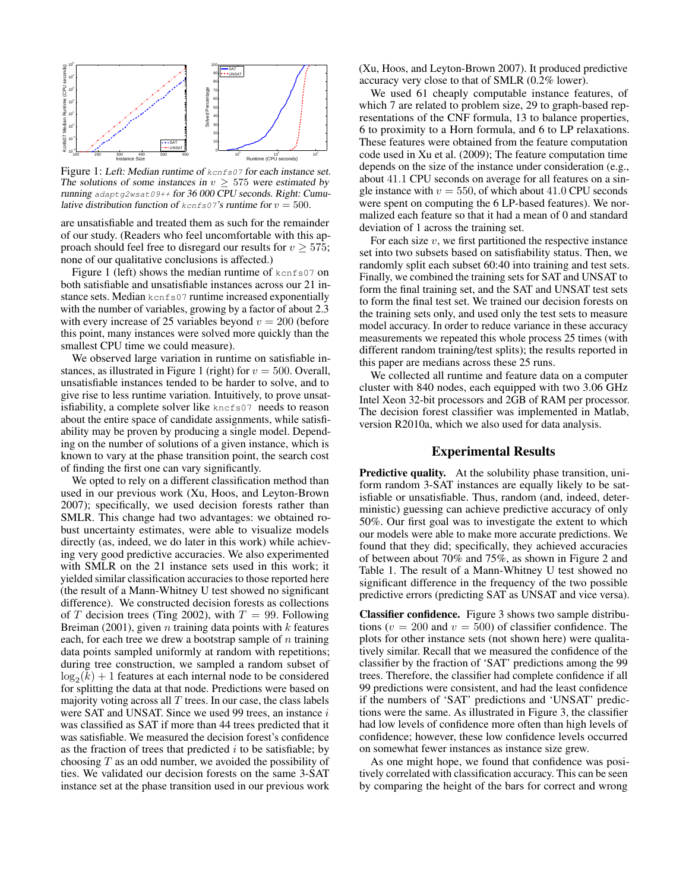Kcnfs07 Median Runtime (CPU seconds)

Instance Size

SAT
UNSAT

Solved Percentage

Runtime (CPU seconds)

Figure 1: *Left: Median runtime of* `kcnfs07` *for each instance set. The solutions of some instances in $v \geq 575$ were estimated by running* `adaptg2wsat09++` *for 36 000 CPU seconds. Right: Cumulative distribution function of* `kcnfs07`*'s runtime for $v = 500$.*

are unsatisfiable and treated them as such for the remainder of our study. (Readers who feel uncomfortable with this approach should feel free to disregard our results for $v \geq 575$; none of our qualitative conclusions is affected.)

Figure 1 (left) shows the median runtime of `kcnfs07` on both satisfiable and unsatisfiable instances across our 21 instance sets. Median `kcnfs07` runtime increased exponentially with the number of variables, growing by a factor of about 2.3 with every increase of 25 variables beyond $v = 200$ (before this point, many instances were solved more quickly than the smallest CPU time we could measure).

We observed large variation in runtime on satisfiable instances, as illustrated in Figure 1 (right) for $v = 500$. Overall, unsatisfiable instances tended to be harder to solve, and to give rise to less runtime variation. Intuitively, to prove unsatisfiability, a complete solver like `kncfs07` needs to reason about the entire space of candidate assignments, while satisfiability may be proven by producing a single model. Depending on the number of solutions of a given instance, which is known to vary at the phase transition point, the search cost of finding the first one can vary significantly.

We opted to rely on a different classification method than used in our previous work (Xu, Hoos, and Leyton-Brown 2007); specifically, we used decision forests rather than SMLR. This change had two advantages: we obtained robust uncertainty estimates, were able to visualize models directly (as, indeed, we do later in this work) while achieving very good predictive accuracies. We also experimented with SMLR on the 21 instance sets used in this work; it yielded similar classification accuracies to those reported here (the result of a Mann-Whitney U test showed no significant difference). We constructed decision forests as collections of $T$ decision trees (Ting 2002), with $T = 99$. Following Breiman (2001), given $n$ training data points with $k$ features each, for each tree we drew a bootstrap sample of $n$ training data points sampled uniformly at random with repetitions; during tree construction, we sampled a random subset of $\log_2(k) + 1$ features at each internal node to be considered for splitting the data at that node. Predictions were based on majority voting across all $T$ trees. In our case, the class labels were SAT and UNSAT. Since we used 99 trees, an instance $i$ was classified as SAT if more than 44 trees predicted that it was satisfiable. We measured the decision forest's confidence as the fraction of trees that predicted $i$ to be satisfiable; by choosing $T$ as an odd number, we avoided the possibility of ties. We validated our decision forests on the same 3-SAT instance set at the phase transition used in our previous work (Xu, Hoos, and Leyton-Brown 2007). It produced predictive accuracy very close to that of SMLR (0.2% lower).

We used 61 cheaply computable instance features, of which 7 are related to problem size, 29 to graph-based representations of the CNF formula, 13 to balance properties, 6 to proximity to a Horn formula, and 6 to LP relaxations. These features were obtained from the feature computation code used in Xu et al. (2009); The feature computation time depends on the size of the instance under consideration (e.g., about 41.1 CPU seconds on average for all features on a single instance with $v = 550$, of which about 41.0 CPU seconds were spent on computing the 6 LP-based features). We normalized each feature so that it had a mean of 0 and standard deviation of 1 across the training set.

For each size $v$, we first partitioned the respective instance set into two subsets based on satisfiability status. Then, we randomly split each subset 60:40 into training and test sets. Finally, we combined the training sets for SAT and UNSAT to form the final training set, and the SAT and UNSAT test sets to form the final test set. We trained our decision forests on the training sets only, and used only the test sets to measure model accuracy. In order to reduce variance in these accuracy measurements we repeated this whole process 25 times (with different random training/test splits); the results reported in this paper are medians across these 25 runs.

We collected all runtime and feature data on a computer cluster with 840 nodes, each equipped with two 3.06 GHz Intel Xeon 32-bit processors and 2GB of RAM per processor. The decision forest classifier was implemented in Matlab, version R2010a, which we also used for data analysis.

## Experimental Results

**Predictive quality.** At the solubility phase transition, uniform random 3-SAT instances are equally likely to be satisfiable or unsatisfiable. Thus, random (and, indeed, deterministic) guessing can achieve predictive accuracy of only 50%. Our first goal was to investigate the extent to which our models were able to make more accurate predictions. We found that they did; specifically, they achieved accuracies of between about 70% and 75%, as shown in Figure 2 and Table 1. The result of a Mann-Whitney U test showed no significant difference in the frequency of the two possible predictive errors (predicting SAT as UNSAT and vice versa).

**Classifier confidence.** Figure 3 shows two sample distributions ($v = 200$ and $v = 500$) of classifier confidence. The plots for other instance sets (not shown here) were qualitatively similar. Recall that we measured the confidence of the classifier by the fraction of 'SAT' predictions among the 99 trees. Therefore, the classifier had complete confidence if all 99 predictions were consistent, and had the least confidence if the numbers of 'SAT' predictions and 'UNSAT' predictions were the same. As illustrated in Figure 3, the classifier had low levels of confidence more often than high levels of confidence; however, these low confidence levels occurred on somewhat fewer instances as instance size grew.

As one might hope, we found that confidence was positively correlated with classification accuracy. This can be seen by comparing the height of the bars for correct and wrong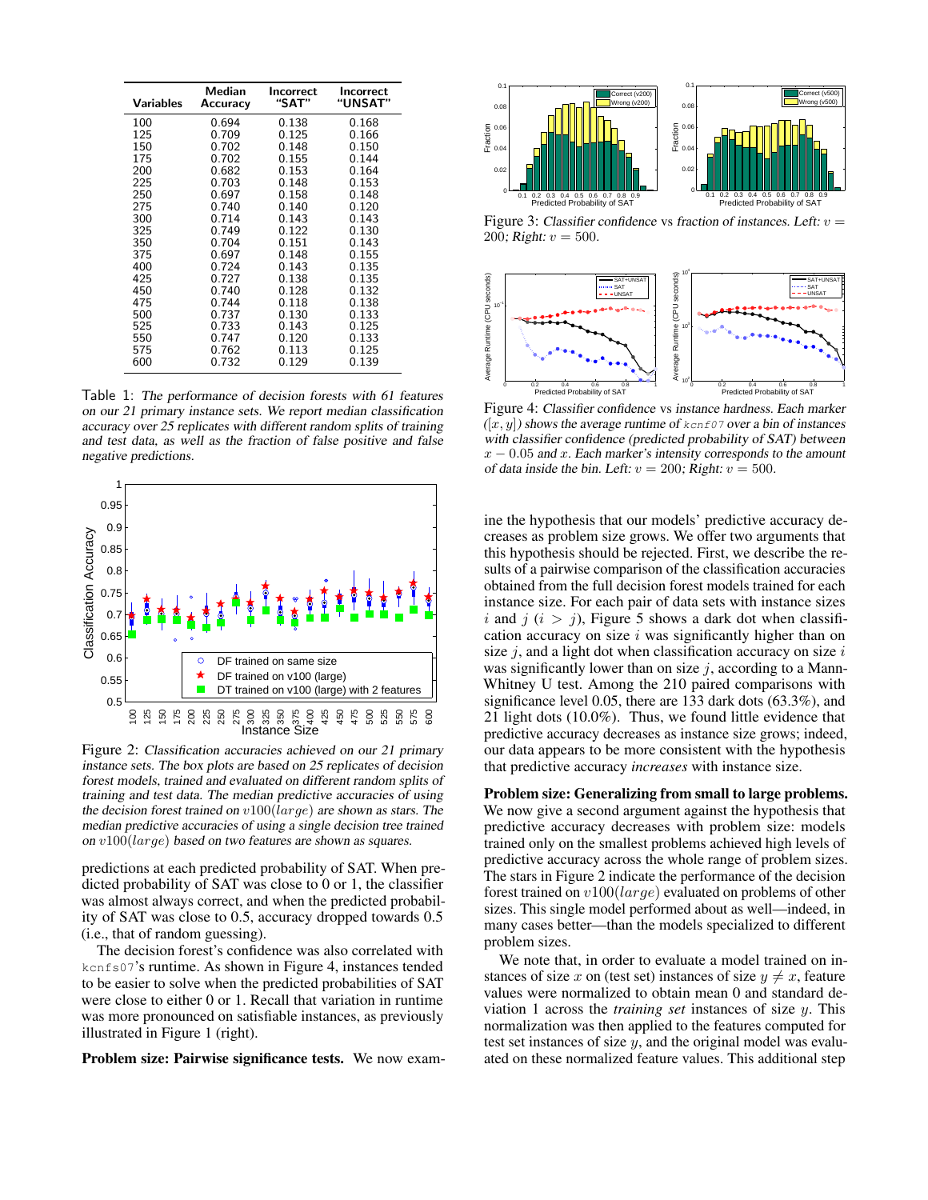| Variables | Median Accuracy | Incorrect "SAT" | Incorrect "UNSAT" |
|---|---|---|---|
| 100 | 0.694 | 0.138 | 0.168 |
| 125 | 0.709 | 0.125 | 0.166 |
| 150 | 0.702 | 0.148 | 0.150 |
| 175 | 0.702 | 0.155 | 0.144 |
| 200 | 0.682 | 0.153 | 0.164 |
| 225 | 0.703 | 0.148 | 0.153 |
| 250 | 0.697 | 0.158 | 0.148 |
| 275 | 0.740 | 0.140 | 0.120 |
| 300 | 0.714 | 0.143 | 0.143 |
| 325 | 0.749 | 0.122 | 0.130 |
| 350 | 0.704 | 0.151 | 0.143 |
| 375 | 0.697 | 0.148 | 0.155 |
| 400 | 0.724 | 0.143 | 0.135 |
| 425 | 0.727 | 0.138 | 0.135 |
| 450 | 0.740 | 0.128 | 0.132 |
| 475 | 0.744 | 0.118 | 0.138 |
| 500 | 0.737 | 0.130 | 0.133 |
| 525 | 0.733 | 0.143 | 0.125 |
| 550 | 0.747 | 0.120 | 0.133 |
| 575 | 0.762 | 0.113 | 0.125 |
| 600 | 0.732 | 0.129 | 0.139 |

Table 1: *The performance of decision forests with 61 features on our 21 primary instance sets. We report median classification accuracy over 25 replicates with different random splits of training and test data, as well as the fraction of false positive and false negative predictions.*

Classification Accuracy
Instance Size
DF trained on same size
DF trained on v100 (large)
DT trained on v100 (large) with 2 features

Figure 2: *Classification accuracies achieved on our 21 primary instance sets. The box plots are based on 25 replicates of decision forest models, trained and evaluated on different random splits of training and test data. The median predictive accuracies of using the decision forest trained on $v100(large)$ are shown as stars. The median predictive accuracies of using a single decision tree trained on $v100(large)$ based on two features are shown as squares.*

predictions at each predicted probability of SAT. When predicted probability of SAT was close to 0 or 1, the classifier was almost always correct, and when the predicted probability of SAT was close to 0.5, accuracy dropped towards 0.5 (i.e., that of random guessing).

The decision forest's confidence was also correlated with `kcnfs07`'s runtime. As shown in Figure 4, instances tended to be easier to solve when the predicted probabilities of SAT were close to either 0 or 1. Recall that variation in runtime was more pronounced on satisfiable instances, as previously illustrated in Figure 1 (right).

**Problem size: Pairwise significance tests.** We now examine the hypothesis that our models' predictive accuracy decreases as problem size grows. We offer two arguments that this hypothesis should be rejected. First, we describe the results of a pairwise comparison of the classification accuracies obtained from the full decision forest models trained for each instance size. For each pair of data sets with instance sizes $i$ and $j$ ($i > j$), Figure 5 shows a dark dot when classification accuracy on size $i$ was significantly higher than on size $j$, and a light dot when classification accuracy on size $i$ was significantly lower than on size $j$, according to a Mann-Whitney U test. Among the 210 paired comparisons with significance level 0.05, there are 133 dark dots (63.3%), and 21 light dots (10.0%). Thus, we found little evidence that predictive accuracy decreases as instance size grows; indeed, our data appears to be more consistent with the hypothesis that predictive accuracy *increases* with instance size.

Fraction
Predicted Probability of SAT
Correct (v200)
Wrong (v200)
Correct (v500)
Wrong (v500)

Figure 3: *Classifier confidence* vs *fraction of instances. Left:* $v = 200$*; Right:* $v = 500$.

Average Runtime (CPU seconds)
Predicted Probability of SAT
SAT+UNSAT
SAT
UNSAT

Figure 4: *Classifier confidence* vs *instance hardness. Each marker* $([x, y])$ *shows the average runtime of* `kcnf07` *over a bin of instances with classifier confidence (predicted probability of SAT) between* $x - 0.05$ *and* $x$*. Each marker's intensity corresponds to the amount of data inside the bin. Left:* $v = 200$*; Right:* $v = 500$.

**Problem size: Generalizing from small to large problems.** We now give a second argument against the hypothesis that predictive accuracy decreases with problem size: models trained only on the smallest problems achieved high levels of predictive accuracy across the whole range of problem sizes. The stars in Figure 2 indicate the performance of the decision forest trained on $v100(large)$ evaluated on problems of other sizes. This single model performed about as well—indeed, in many cases better—than the models specialized to different problem sizes.

We note that, in order to evaluate a model trained on instances of size $x$ on (test set) instances of size $y \neq x$, feature values were normalized to obtain mean 0 and standard deviation 1 across the *training set* instances of size $y$. This normalization was then applied to the features computed for test set instances of size $y$, and the original model was evaluated on these normalized feature values. This additional step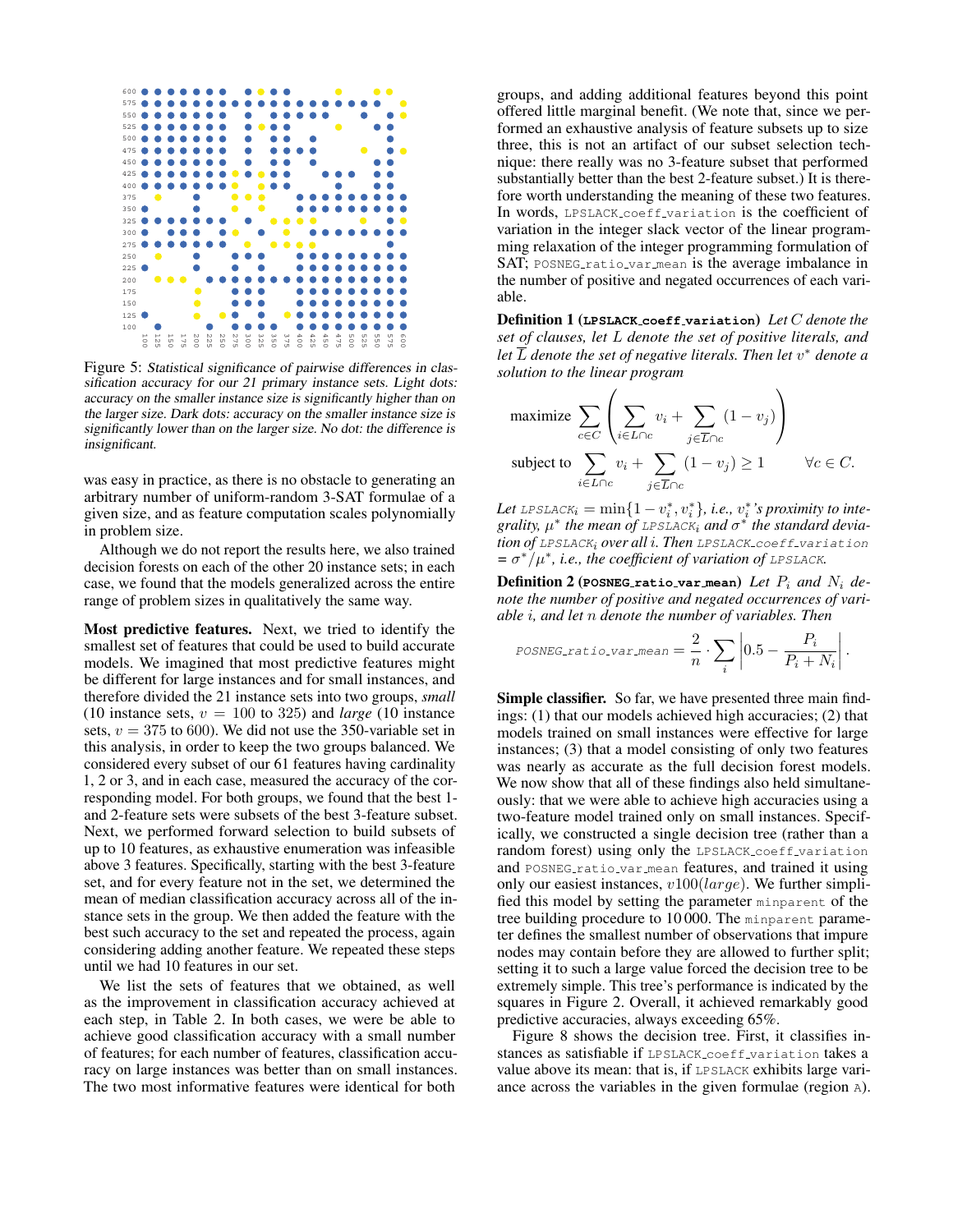600
575
550
525
500
475
450
425
400
375
350
325
300
275
250
225
200
175
150
125
100

100 125 150 175 200 225 250 275 300 325 350 375 400 425 450 475 500 525 550 575 600

Figure 5: Statistical significance of pairwise differences in classification accuracy for our 21 primary instance sets. Light dots: accuracy on the smaller instance size is significantly higher than on the larger size. Dark dots: accuracy on the smaller instance size is significantly lower than on the larger size. No dot: the difference is insignificant.

was easy in practice, as there is no obstacle to generating an arbitrary number of uniform-random 3-SAT formulae of a given size, and as feature computation scales polynomially in problem size.

Although we do not report the results here, we also trained decision forests on each of the other 20 instance sets; in each case, we found that the models generalized across the entire range of problem sizes in qualitatively the same way.

**Most predictive features.** Next, we tried to identify the smallest set of features that could be used to build accurate models. We imagined that most predictive features might be different for large instances and for small instances, and therefore divided the 21 instance sets into two groups, *small* (10 instance sets, $v = 100$ to 325) and *large* (10 instance sets, $v = 375$ to 600). We did not use the 350-variable set in this analysis, in order to keep the two groups balanced. We considered every subset of our 61 features having cardinality 1, 2 or 3, and in each case, measured the accuracy of the corresponding model. For both groups, we found that the best 1- and 2-feature sets were subsets of the best 3-feature subset. Next, we performed forward selection to build subsets of up to 10 features, as exhaustive enumeration was infeasible above 3 features. Specifically, starting with the best 3-feature set, and for every feature not in the set, we determined the mean of median classification accuracy across all of the instance sets in the group. We then added the feature with the best such accuracy to the set and repeated the process, again considering adding another feature. We repeated these steps until we had 10 features in our set.

We list the sets of features that we obtained, as well as the improvement in classification accuracy achieved at each step, in Table 2. In both cases, we were be able to achieve good classification accuracy with a small number of features; for each number of features, classification accuracy on large instances was better than on small instances. The two most informative features were identical for both groups, and adding additional features beyond this point offered little marginal benefit. (We note that, since we performed an exhaustive analysis of feature subsets up to size three, this is not an artifact of our subset selection technique: there really was no 3-feature subset that performed substantially better than the best 2-feature subset.) It is therefore worth understanding the meaning of these two features. In words, LPSLACK_coeff_variation is the coefficient of variation in the integer slack vector of the linear programming relaxation of the integer programming formulation of SAT; POSNEG_ratio_var_mean is the average imbalance in the number of positive and negated occurrences of each variable.

**Definition 1 (LPSLACK_coeff_variation)** *Let $C$ denote the set of clauses, let $L$ denote the set of positive literals, and let $\overline{L}$ denote the set of negative literals. Then let $v^*$ denote a solution to the linear program*

$$\text{maximize} \sum_{c \in C} \left( \sum_{i \in L \cap c} v_i + \sum_{j \in \overline{L} \cap c} (1 - v_j) \right)$$
$$\text{subject to} \sum_{i \in L \cap c} v_i + \sum_{j \in \overline{L} \cap c} (1 - v_j) \geq 1 \qquad \forall c \in C.$$

*Let $\text{LPSLACK}_i = \min\{1 - v_i^*, v_i^*\}$, i.e., $v_i^*$'s proximity to integrality, $\mu^*$ the mean of $\text{LPSLACK}_i$ and $\sigma^*$ the standard deviation of $\text{LPSLACK}_i$ over all $i$. Then LPSLACK_coeff_variation $= \sigma^*/\mu^*$, i.e., the coefficient of variation of LPSLACK.*

**Definition 2 (POSNEG_ratio_var_mean)** *Let $P_i$ and $N_i$ denote the number of positive and negated occurrences of variable $i$, and let $n$ denote the number of variables. Then*

$$\text{POSNEG\_ratio\_var\_mean} = \frac{2}{n} \cdot \sum_i \left| 0.5 - \frac{P_i}{P_i + N_i} \right|.$$

**Simple classifier.** So far, we have presented three main findings: (1) that our models achieved high accuracies; (2) that models trained on small instances were effective for large instances; (3) that a model consisting of only two features was nearly as accurate as the full decision forest models. We now show that all of these findings also held simultaneously: that we were able to achieve high accuracies using a two-feature model trained only on small instances. Specifically, we constructed a single decision tree (rather than a random forest) using only the LPSLACK_coeff_variation and POSNEG_ratio_var_mean features, and trained it using only our easiest instances, $v100(large)$. We further simplified this model by setting the parameter minparent of the tree building procedure to 10 000. The minparent parameter defines the smallest number of observations that impure nodes may contain before they are allowed to further split; setting it to such a large value forced the decision tree to be extremely simple. This tree's performance is indicated by the squares in Figure 2. Overall, it achieved remarkably good predictive accuracies, always exceeding 65%.

Figure 8 shows the decision tree. First, it classifies instances as satisfiable if LPSLACK_coeff_variation takes a value above its mean: that is, if LPSLACK exhibits large variance across the variables in the given formulae (region A).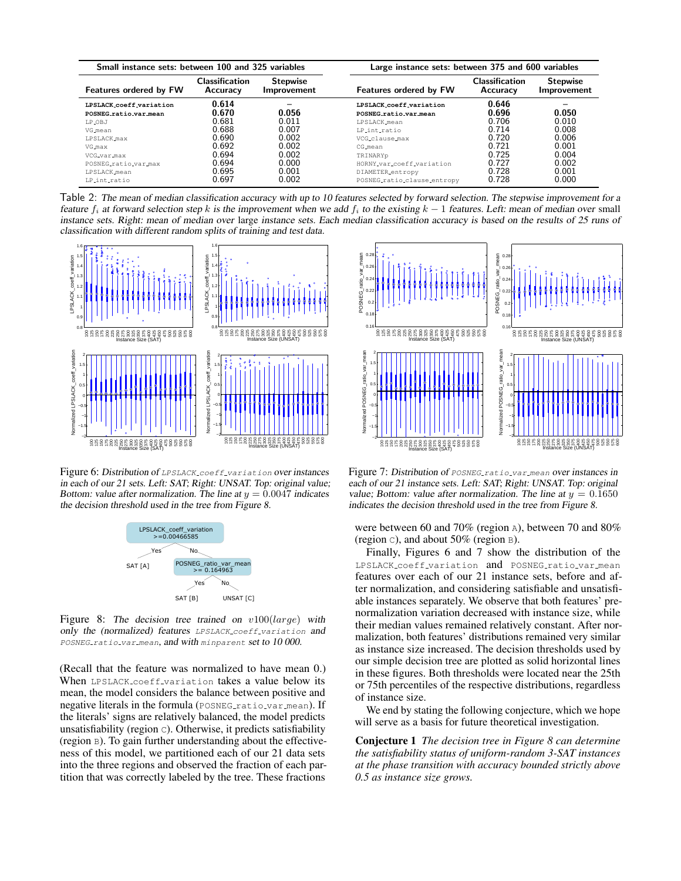| Small instance sets: between 100 and 325 variables | | | Large instance sets: between 375 and 600 variables | | |
|---|---|---|---|---|---|
| Features ordered by FW | Classification Accuracy | Stepwise Improvement | Features ordered by FW | Classification Accuracy | Stepwise Improvement |
| **LPSLACK_coeff_variation** | **0.614** | – | **LPSLACK_coeff_variation** | **0.646** | – |
| **POSNEG_ratio_var_mean** | **0.670** | **0.056** | **POSNEG_ratio_var_mean** | **0.696** | **0.050** |
| LP_OBJ | 0.681 | 0.011 | LPSLACK_mean | 0.706 | 0.010 |
| VG_mean | 0.688 | 0.007 | LP_int_ratio | 0.714 | 0.008 |
| LPSLACK_max | 0.690 | 0.002 | VCG_clause_max | 0.720 | 0.006 |
| VG_max | 0.692 | 0.002 | CG_mean | 0.721 | 0.001 |
| VCG_var_max | 0.694 | 0.002 | TRINARYp | 0.725 | 0.004 |
| POSNEG_ratio_var_max | 0.694 | 0.000 | HORNY_var_coeff_variation | 0.727 | 0.002 |
| LPSLACK_mean | 0.695 | 0.001 | DIAMETER_entropy | 0.728 | 0.001 |
| LP_int_ratio | 0.697 | 0.002 | POSNEG_ratio_clause_entropy | 0.728 | 0.000 |

Table 2: *The mean of median classification accuracy with up to 10 features selected by forward selection. The stepwise improvement for a feature $f_i$ at forward selection step $k$ is the improvement when we add $f_i$ to the existing $k-1$ features. Left: mean of median over small instance sets. Right: mean of median over large instance sets. Each median classification accuracy is based on the results of 25 runs of classification with different random splits of training and test data.*

Figure 6: *Distribution of* `LPSLACK_coeff_variation` *over instances in each of our 21 sets. Left: SAT; Right: UNSAT. Top: original value; Bottom: value after normalization. The line at $y = 0.0047$ indicates the decision threshold used in the tree from Figure 8.*

Figure 7: *Distribution of* `POSNEG_ratio_var_mean` *over instances in each of our 21 instance sets. Left: SAT; Right: UNSAT. Top: original value; Bottom: value after normalization. The line at $y = 0.1650$ indicates the decision threshold used in the tree from Figure 8.*

LPSLACK_coeff_variation
>=0.00466585
Yes
No
SAT [A]
POSNEG_ratio_var_mean
>= 0.164963
Yes
No
SAT [B]
UNSAT [C]

Figure 8: *The decision tree trained on $v100(large)$ with only the (normalized) features* `LPSLACK_coeff_variation` *and* `POSNEG_ratio_var_mean`*, and with* `minparent` *set to 10 000.*

(Recall that the feature was normalized to have mean 0.) When `LPSLACK_coeff_variation` takes a value below its mean, the model considers the balance between positive and negative literals in the formula (`POSNEG_ratio_var_mean`). If the literals' signs are relatively balanced, the model predicts unsatisfiability (region `C`). Otherwise, it predicts satisfiability (region `B`). To gain further understanding about the effectiveness of this model, we partitioned each of our 21 data sets into the three regions and observed the fraction of each partition that was correctly labeled by the tree. These fractions were between 60 and 70% (region `A`), between 70 and 80% (region `C`), and about 50% (region `B`).

Finally, Figures 6 and 7 show the distribution of the `LPSLACK_coeff_variation` and `POSNEG_ratio_var_mean` features over each of our 21 instance sets, before and after normalization, and considering satisfiable and unsatisfiable instances separately. We observe that both features' pre-normalization variation decreased with instance size, while their median values remained relatively constant. After normalization, both features' distributions remained very similar as instance size increased. The decision thresholds used by our simple decision tree are plotted as solid horizontal lines in these figures. Both thresholds were located near the 25th or 75th percentiles of the respective distributions, regardless of instance size.

We end by stating the following conjecture, which we hope will serve as a basis for future theoretical investigation.

**Conjecture 1** *The decision tree in Figure 8 can determine the satisfiability status of uniform-random 3-SAT instances at the phase transition with accuracy bounded strictly above 0.5 as instance size grows.*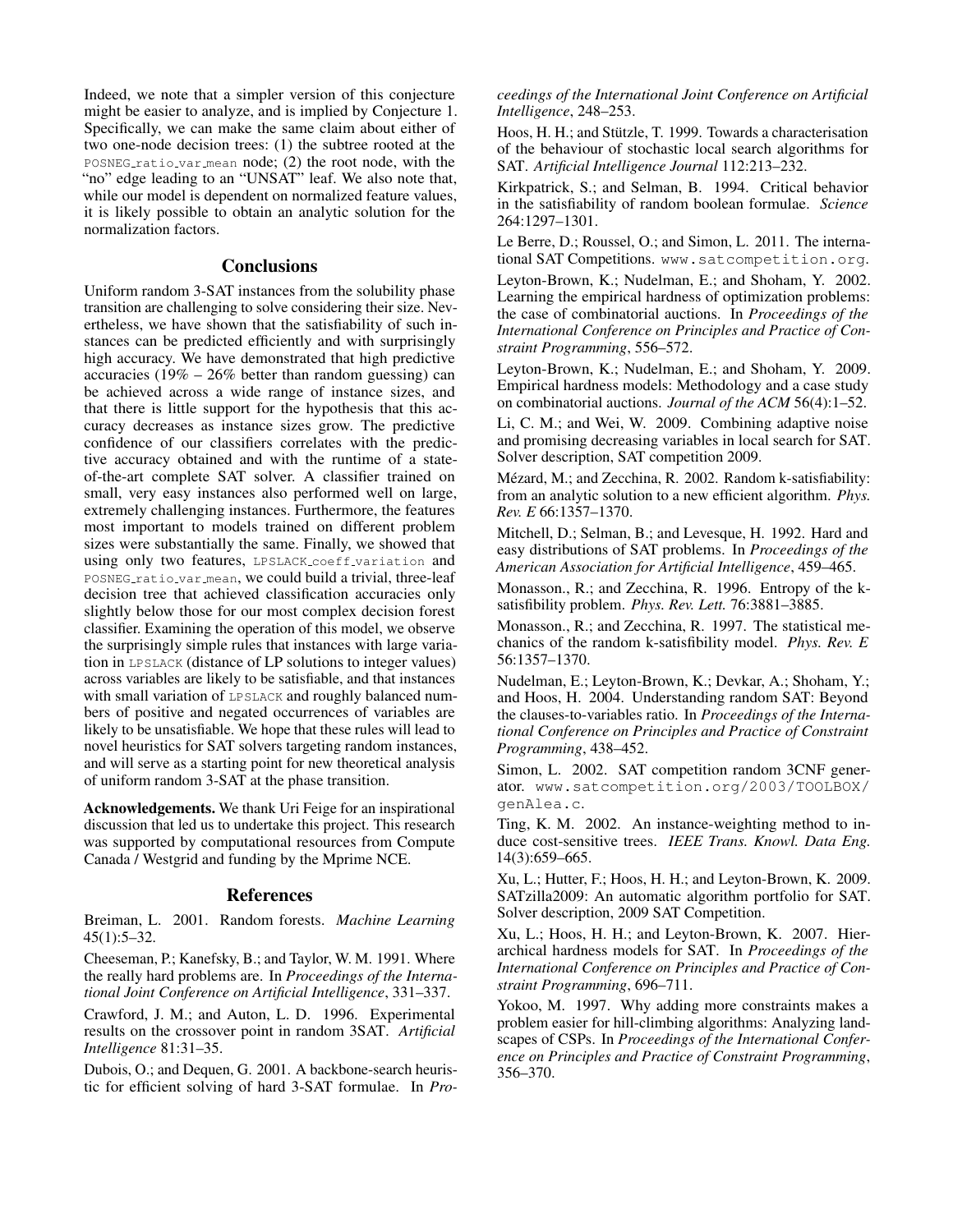Indeed, we note that a simpler version of this conjecture might be easier to analyze, and is implied by Conjecture 1. Specifically, we can make the same claim about either of two one-node decision trees: (1) the subtree rooted at the POSNEG_ratio_var_mean node; (2) the root node, with the "no" edge leading to an "UNSAT" leaf. We also note that, while our model is dependent on normalized feature values, it is likely possible to obtain an analytic solution for the normalization factors.

## Conclusions

Uniform random 3-SAT instances from the solubility phase transition are challenging to solve considering their size. Nevertheless, we have shown that the satisfiability of such instances can be predicted efficiently and with surprisingly high accuracy. We have demonstrated that high predictive accuracies (19% – 26% better than random guessing) can be achieved across a wide range of instance sizes, and that there is little support for the hypothesis that this accuracy decreases as instance sizes grow. The predictive confidence of our classifiers correlates with the predictive accuracy obtained and with the runtime of a state-of-the-art complete SAT solver. A classifier trained on small, very easy instances also performed well on large, extremely challenging instances. Furthermore, the features most important to models trained on different problem sizes were substantially the same. Finally, we showed that using only two features, LPSLACK_coeff_variation and POSNEG_ratio_var_mean, we could build a trivial, three-leaf decision tree that achieved classification accuracies only slightly below those for our most complex decision forest classifier. Examining the operation of this model, we observe the surprisingly simple rules that instances with large variation in LPSLACK (distance of LP solutions to integer values) across variables are likely to be satisfiable, and that instances with small variation of LPSLACK and roughly balanced numbers of positive and negated occurrences of variables are likely to be unsatisfiable. We hope that these rules will lead to novel heuristics for SAT solvers targeting random instances, and will serve as a starting point for new theoretical analysis of uniform random 3-SAT at the phase transition.

**Acknowledgements.** We thank Uri Feige for an inspirational discussion that led us to undertake this project. This research was supported by computational resources from Compute Canada / Westgrid and funding by the Mprime NCE.

## References

Breiman, L. 2001. Random forests. *Machine Learning* 45(1):5–32.

Cheeseman, P.; Kanefsky, B.; and Taylor, W. M. 1991. Where the really hard problems are. In *Proceedings of the International Joint Conference on Artificial Intelligence*, 331–337.

Crawford, J. M.; and Auton, L. D. 1996. Experimental results on the crossover point in random 3SAT. *Artificial Intelligence* 81:31–35.

Dubois, O.; and Dequen, G. 2001. A backbone-search heuristic for efficient solving of hard 3-SAT formulae. In *Proceedings of the International Joint Conference on Artificial Intelligence*, 248–253.

Hoos, H. H.; and Stützle, T. 1999. Towards a characterisation of the behaviour of stochastic local search algorithms for SAT. *Artificial Intelligence Journal* 112:213–232.

Kirkpatrick, S.; and Selman, B. 1994. Critical behavior in the satisfiability of random boolean formulae. *Science* 264:1297–1301.

Le Berre, D.; Roussel, O.; and Simon, L. 2011. The international SAT Competitions. www.satcompetition.org.

Leyton-Brown, K.; Nudelman, E.; and Shoham, Y. 2002. Learning the empirical hardness of optimization problems: the case of combinatorial auctions. In *Proceedings of the International Conference on Principles and Practice of Constraint Programming*, 556–572.

Leyton-Brown, K.; Nudelman, E.; and Shoham, Y. 2009. Empirical hardness models: Methodology and a case study on combinatorial auctions. *Journal of the ACM* 56(4):1–52.

Li, C. M.; and Wei, W. 2009. Combining adaptive noise and promising decreasing variables in local search for SAT. Solver description, SAT competition 2009.

Mézard, M.; and Zecchina, R. 2002. Random k-satisfiability: from an analytic solution to a new efficient algorithm. *Phys. Rev. E* 66:1357–1370.

Mitchell, D.; Selman, B.; and Levesque, H. 1992. Hard and easy distributions of SAT problems. In *Proceedings of the American Association for Artificial Intelligence*, 459–465.

Monasson., R.; and Zecchina, R. 1996. Entropy of the k-satisfiability problem. *Phys. Rev. Lett.* 76:3881–3885.

Monasson., R.; and Zecchina, R. 1997. The statistical mechanics of the random k-satisfibility model. *Phys. Rev. E* 56:1357–1370.

Nudelman, E.; Leyton-Brown, K.; Devkar, A.; Shoham, Y.; and Hoos, H. 2004. Understanding random SAT: Beyond the clauses-to-variables ratio. In *Proceedings of the International Conference on Principles and Practice of Constraint Programming*, 438–452.

Simon, L. 2002. SAT competition random 3CNF generator. www.satcompetition.org/2003/TOOLBOX/genAlea.c.

Ting, K. M. 2002. An instance-weighting method to induce cost-sensitive trees. *IEEE Trans. Knowl. Data Eng.* 14(3):659–665.

Xu, L.; Hutter, F.; Hoos, H. H.; and Leyton-Brown, K. 2009. SATzilla2009: An automatic algorithm portfolio for SAT. Solver description, 2009 SAT Competition.

Xu, L.; Hoos, H. H.; and Leyton-Brown, K. 2007. Hierarchical hardness models for SAT. In *Proceedings of the International Conference on Principles and Practice of Constraint Programming*, 696–711.

Yokoo, M. 1997. Why adding more constraints makes a problem easier for hill-climbing algorithms: Analyzing landscapes of CSPs. In *Proceedings of the International Conference on Principles and Practice of Constraint Programming*, 356–370.